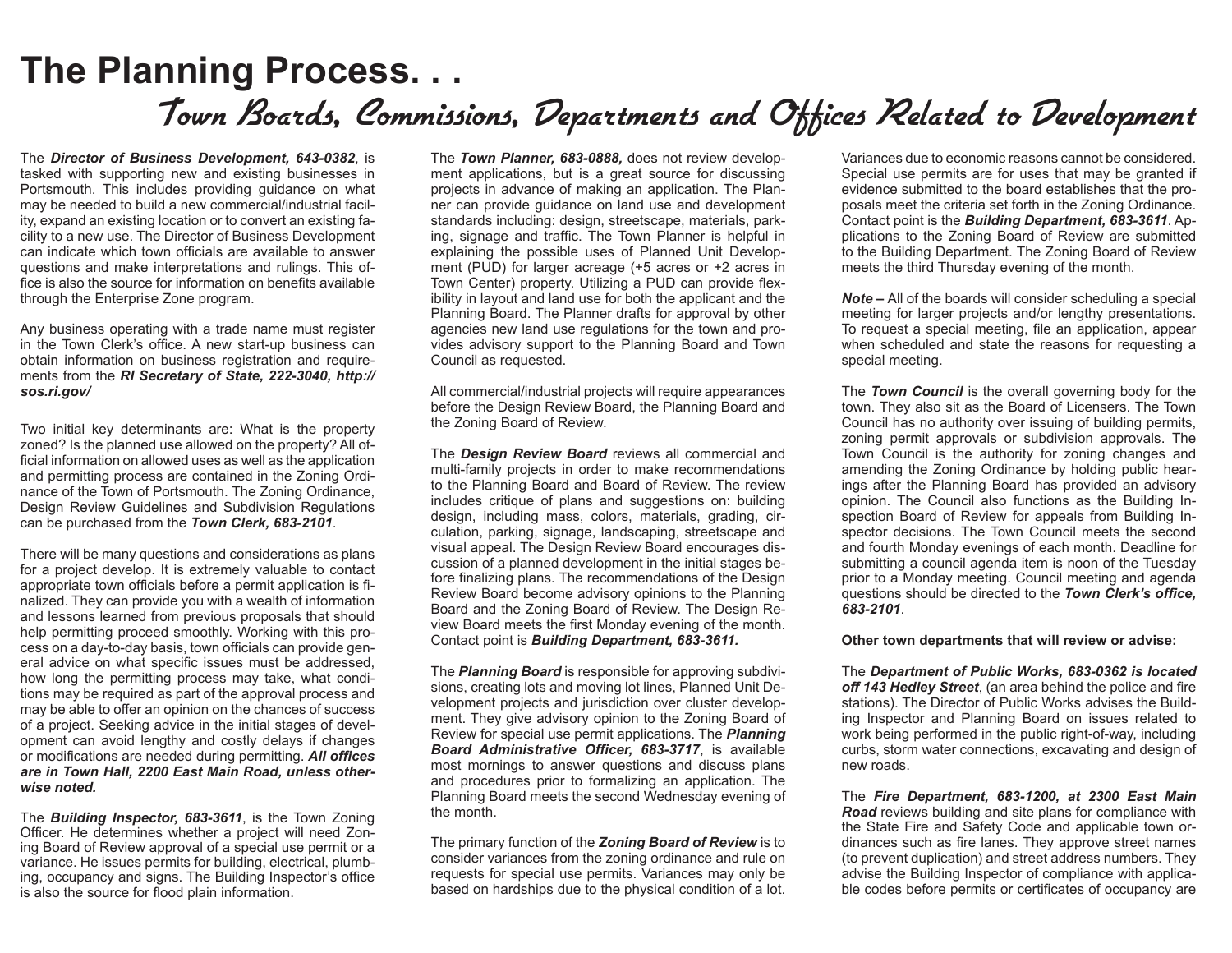# The Planning Process. . .

## Town Boards, Commissions, Departments and Offices Related to Development

The ***Director of Business Development, 643-0382***, is tasked with supporting new and existing businesses in Portsmouth. This includes providing guidance on what may be needed to build a new commercial/industrial facility, expand an existing location or to convert an existing facility to a new use. The Director of Business Development can indicate which town officials are available to answer questions and make interpretations and rulings. This office is also the source for information on benefits available through the Enterprise Zone program.

Any business operating with a trade name must register in the Town Clerk's office. A new start-up business can obtain information on business registration and requirements from the ***RI Secretary of State, 222-3040, http://sos.ri.gov/***

Two initial key determinants are: What is the property zoned? Is the planned use allowed on the property? All official information on allowed uses as well as the application and permitting process are contained in the Zoning Ordinance of the Town of Portsmouth. The Zoning Ordinance, Design Review Guidelines and Subdivision Regulations can be purchased from the ***Town Clerk, 683-2101***.

There will be many questions and considerations as plans for a project develop. It is extremely valuable to contact appropriate town officials before a permit application is finalized. They can provide you with a wealth of information and lessons learned from previous proposals that should help permitting proceed smoothly. Working with this process on a day-to-day basis, town officials can provide general advice on what specific issues must be addressed, how long the permitting process may take, what conditions may be required as part of the approval process and may be able to offer an opinion on the chances of success of a project. Seeking advice in the initial stages of development can avoid lengthy and costly delays if changes or modifications are needed during permitting. ***All offices are in Town Hall, 2200 East Main Road, unless otherwise noted.***

The ***Building Inspector, 683-3611***, is the Town Zoning Officer. He determines whether a project will need Zoning Board of Review approval of a special use permit or a variance. He issues permits for building, electrical, plumbing, occupancy and signs. The Building Inspector's office is also the source for flood plain information.

The ***Town Planner, 683-0888,*** does not review development applications, but is a great source for discussing projects in advance of making an application. The Planner can provide guidance on land use and development standards including: design, streetscape, materials, parking, signage and traffic. The Town Planner is helpful in explaining the possible uses of Planned Unit Development (PUD) for larger acreage (+5 acres or +2 acres in Town Center) property. Utilizing a PUD can provide flexibility in layout and land use for both the applicant and the Planning Board. The Planner drafts for approval by other agencies new land use regulations for the town and provides advisory support to the Planning Board and Town Council as requested.

All commercial/industrial projects will require appearances before the Design Review Board, the Planning Board and the Zoning Board of Review.

The ***Design Review Board*** reviews all commercial and multi-family projects in order to make recommendations to the Planning Board and Board of Review. The review includes critique of plans and suggestions on: building design, including mass, colors, materials, grading, circulation, parking, signage, landscaping, streetscape and visual appeal. The Design Review Board encourages discussion of a planned development in the initial stages before finalizing plans. The recommendations of the Design Review Board become advisory opinions to the Planning Board and the Zoning Board of Review. The Design Review Board meets the first Monday evening of the month. Contact point is ***Building Department, 683-3611.***

The ***Planning Board*** is responsible for approving subdivisions, creating lots and moving lot lines, Planned Unit Development projects and jurisdiction over cluster development. They give advisory opinion to the Zoning Board of Review for special use permit applications. The ***Planning Board Administrative Officer, 683-3717***, is available most mornings to answer questions and discuss plans and procedures prior to formalizing an application. The Planning Board meets the second Wednesday evening of the month.

The primary function of the ***Zoning Board of Review*** is to consider variances from the zoning ordinance and rule on requests for special use permits. Variances may only be based on hardships due to the physical condition of a lot. Variances due to economic reasons cannot be considered. Special use permits are for uses that may be granted if evidence submitted to the board establishes that the proposals meet the criteria set forth in the Zoning Ordinance. Contact point is the ***Building Department, 683-3611***. Applications to the Zoning Board of Review are submitted to the Building Department. The Zoning Board of Review meets the third Thursday evening of the month.

***Note –*** All of the boards will consider scheduling a special meeting for larger projects and/or lengthy presentations. To request a special meeting, file an application, appear when scheduled and state the reasons for requesting a special meeting.

The ***Town Council*** is the overall governing body for the town. They also sit as the Board of Licensers. The Town Council has no authority over issuing of building permits, zoning permit approvals or subdivision approvals. The Town Council is the authority for zoning changes and amending the Zoning Ordinance by holding public hearings after the Planning Board has provided an advisory opinion. The Council also functions as the Building Inspection Board of Review for appeals from Building Inspector decisions. The Town Council meets the second and fourth Monday evenings of each month. Deadline for submitting a council agenda item is noon of the Tuesday prior to a Monday meeting. Council meeting and agenda questions should be directed to the ***Town Clerk's office, 683-2101***.

**Other town departments that will review or advise:**

The ***Department of Public Works, 683-0362 is located off 143 Hedley Street***, (an area behind the police and fire stations). The Director of Public Works advises the Building Inspector and Planning Board on issues related to work being performed in the public right-of-way, including curbs, storm water connections, excavating and design of new roads.

The ***Fire Department, 683-1200, at 2300 East Main Road*** reviews building and site plans for compliance with the State Fire and Safety Code and applicable town ordinances such as fire lanes. They approve street names (to prevent duplication) and street address numbers. They advise the Building Inspector of compliance with applicable codes before permits or certificates of occupancy are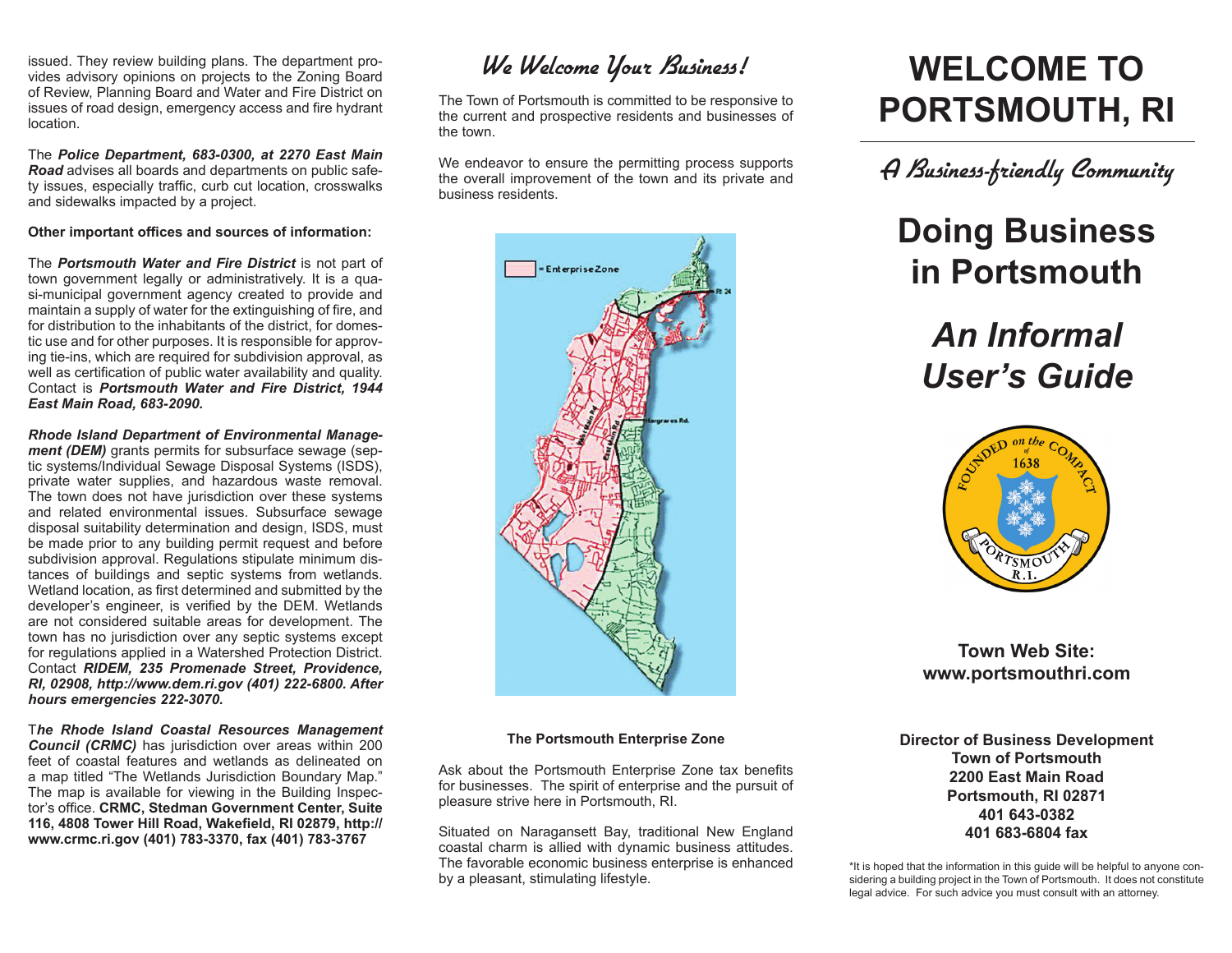issued. They review building plans. The department provides advisory opinions on projects to the Zoning Board of Review, Planning Board and Water and Fire District on issues of road design, emergency access and fire hydrant location.

The ***Police Department, 683-0300, at 2270 East Main Road*** advises all boards and departments on public safety issues, especially traffic, curb cut location, crosswalks and sidewalks impacted by a project.

**Other important offices and sources of information:**

The ***Portsmouth Water and Fire District*** is not part of town government legally or administratively. It is a quasi-municipal government agency created to provide and maintain a supply of water for the extinguishing of fire, and for distribution to the inhabitants of the district, for domestic use and for other purposes. It is responsible for approving tie-ins, which are required for subdivision approval, as well as certification of public water availability and quality. Contact is ***Portsmouth Water and Fire District, 1944 East Main Road, 683-2090.***

***Rhode Island Department of Environmental Management (DEM)*** grants permits for subsurface sewage (septic systems/Individual Sewage Disposal Systems (ISDS), private water supplies, and hazardous waste removal. The town does not have jurisdiction over these systems and related environmental issues. Subsurface sewage disposal suitability determination and design, ISDS, must be made prior to any building permit request and before subdivision approval. Regulations stipulate minimum distances of buildings and septic systems from wetlands. Wetland location, as first determined and submitted by the developer's engineer, is verified by the DEM. Wetlands are not considered suitable areas for development. The town has no jurisdiction over any septic systems except for regulations applied in a Watershed Protection District. Contact ***RIDEM, 235 Promenade Street, Providence, RI, 02908, http://www.dem.ri.gov (401) 222-6800. After hours emergencies 222-3070.***

T***he Rhode Island Coastal Resources Management Council (CRMC)*** has jurisdiction over areas within 200 feet of coastal features and wetlands as delineated on a map titled "The Wetlands Jurisdiction Boundary Map." The map is available for viewing in the Building Inspector's office. **CRMC, Stedman Government Center, Suite 116, 4808 Tower Hill Road, Wakefield, RI 02879, http://www.crmc.ri.gov (401) 783-3370, fax (401) 783-3767**

## *We Welcome Your Business!*

The Town of Portsmouth is committed to be responsive to the current and prospective residents and businesses of the town.

We endeavor to ensure the permitting process supports the overall improvement of the town and its private and business residents.

= Enterprise Zone

Rt 24

Hargraves Rd.

West Main Rd

East Main Rd

**The Portsmouth Enterprise Zone**

Ask about the Portsmouth Enterprise Zone tax benefits for businesses. The spirit of enterprise and the pursuit of pleasure strive here in Portsmouth, RI.

Situated on Naragansett Bay, traditional New England coastal charm is allied with dynamic business attitudes. The favorable economic business enterprise is enhanced by a pleasant, stimulating lifestyle.

# WELCOME TO PORTSMOUTH, RI

*A Business-friendly Community*

# Doing Business in Portsmouth

# *An Informal User's Guide*

FOUNDED on the COMPACT of 1638 PORTSMOUTH R.I.

**Town Web Site:**
**www.portsmouthri.com**

**Director of Business Development**
**Town of Portsmouth**
**2200 East Main Road**
**Portsmouth, RI 02871**
**401 643-0382**
**401 683-6804 fax**

*It is hoped that the information in this guide will be helpful to anyone considering a building project in the Town of Portsmouth. It does not constitute legal advice. For such advice you must consult with an attorney.